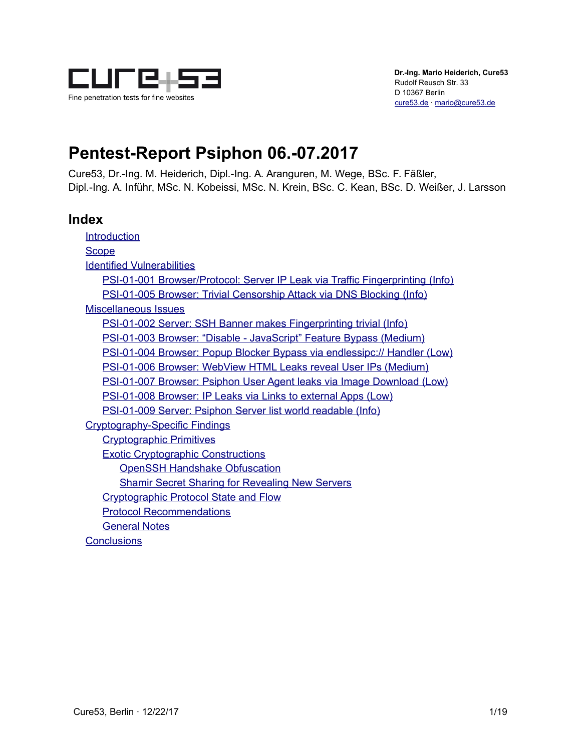Fine penetration tests for fine websites

**Dr.-Ing. Mario Heiderich, Cure53**
Rudolf Reusch Str. 33
D 10367 Berlin
cure53.de · mario@cure53.de

# Pentest-Report Psiphon 06.-07.2017

Cure53, Dr.-Ing. M. Heiderich, Dipl.-Ing. A. Aranguren, M. Wege, BSc. F. Fäßler, Dipl.-Ing. A. Inführ, MSc. N. Kobeissi, MSc. N. Krein, BSc. C. Kean, BSc. D. Weißer, J. Larsson

## Index

- Introduction
- Scope
- Identified Vulnerabilities
  - PSI-01-001 Browser/Protocol: Server IP Leak via Traffic Fingerprinting (Info)
  - PSI-01-005 Browser: Trivial Censorship Attack via DNS Blocking (Info)
- Miscellaneous Issues
  - PSI-01-002 Server: SSH Banner makes Fingerprinting trivial (Info)
  - PSI-01-003 Browser: “Disable - JavaScript” Feature Bypass (Medium)
  - PSI-01-004 Browser: Popup Blocker Bypass via endlessipc:// Handler (Low)
  - PSI-01-006 Browser: WebView HTML Leaks reveal User IPs (Medium)
  - PSI-01-007 Browser: Psiphon User Agent leaks via Image Download (Low)
  - PSI-01-008 Browser: IP Leaks via Links to external Apps (Low)
  - PSI-01-009 Server: Psiphon Server list world readable (Info)
- Cryptography-Specific Findings
  - Cryptographic Primitives
  - Exotic Cryptographic Constructions
    - OpenSSH Handshake Obfuscation
    - Shamir Secret Sharing for Revealing New Servers
  - Cryptographic Protocol State and Flow
  - Protocol Recommendations
  - General Notes
- Conclusions

Cure53, Berlin · 12/22/17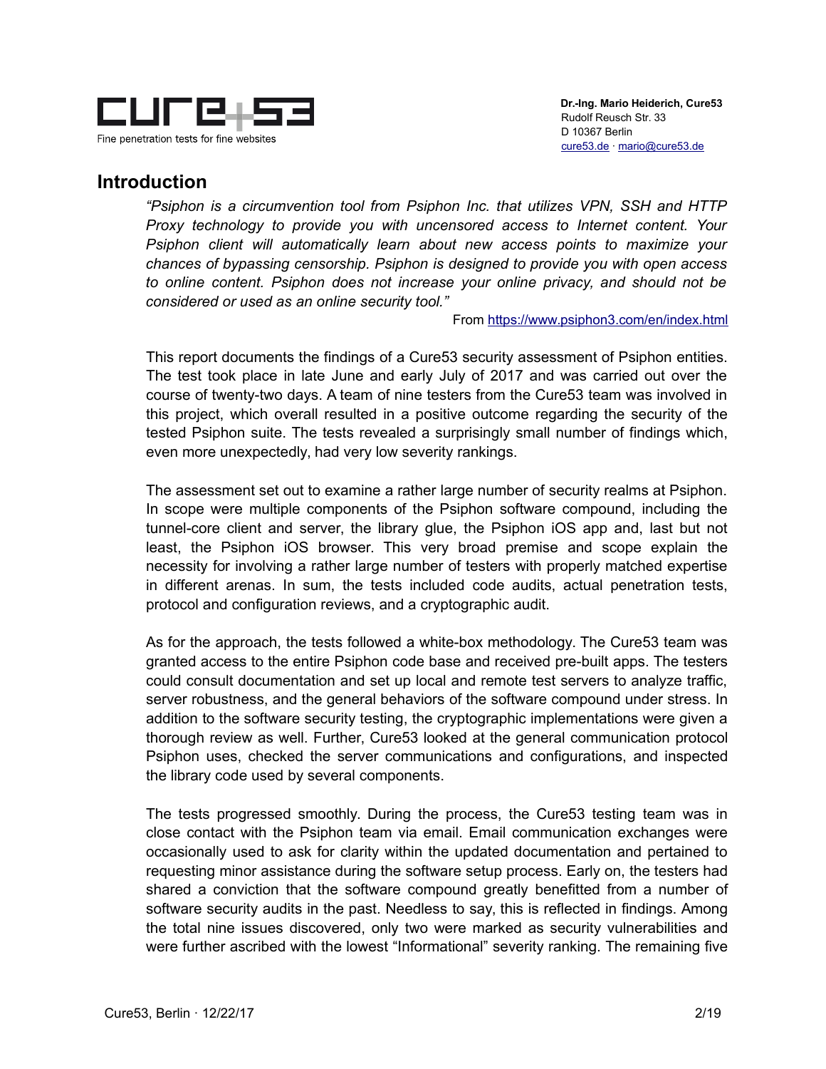## Introduction

*"Psiphon is a circumvention tool from Psiphon Inc. that utilizes VPN, SSH and HTTP Proxy technology to provide you with uncensored access to Internet content. Your Psiphon client will automatically learn about new access points to maximize your chances of bypassing censorship. Psiphon is designed to provide you with open access to online content. Psiphon does not increase your online privacy, and should not be considered or used as an online security tool."*

From https://www.psiphon3.com/en/index.html

This report documents the findings of a Cure53 security assessment of Psiphon entities. The test took place in late June and early July of 2017 and was carried out over the course of twenty-two days. A team of nine testers from the Cure53 team was involved in this project, which overall resulted in a positive outcome regarding the security of the tested Psiphon suite. The tests revealed a surprisingly small number of findings which, even more unexpectedly, had very low severity rankings.

The assessment set out to examine a rather large number of security realms at Psiphon. In scope were multiple components of the Psiphon software compound, including the tunnel-core client and server, the library glue, the Psiphon iOS app and, last but not least, the Psiphon iOS browser. This very broad premise and scope explain the necessity for involving a rather large number of testers with properly matched expertise in different arenas. In sum, the tests included code audits, actual penetration tests, protocol and configuration reviews, and a cryptographic audit.

As for the approach, the tests followed a white-box methodology. The Cure53 team was granted access to the entire Psiphon code base and received pre-built apps. The testers could consult documentation and set up local and remote test servers to analyze traffic, server robustness, and the general behaviors of the software compound under stress. In addition to the software security testing, the cryptographic implementations were given a thorough review as well. Further, Cure53 looked at the general communication protocol Psiphon uses, checked the server communications and configurations, and inspected the library code used by several components.

The tests progressed smoothly. During the process, the Cure53 testing team was in close contact with the Psiphon team via email. Email communication exchanges were occasionally used to ask for clarity within the updated documentation and pertained to requesting minor assistance during the software setup process. Early on, the testers had shared a conviction that the software compound greatly benefitted from a number of software security audits in the past. Needless to say, this is reflected in findings. Among the total nine issues discovered, only two were marked as security vulnerabilities and were further ascribed with the lowest "Informational" severity ranking. The remaining five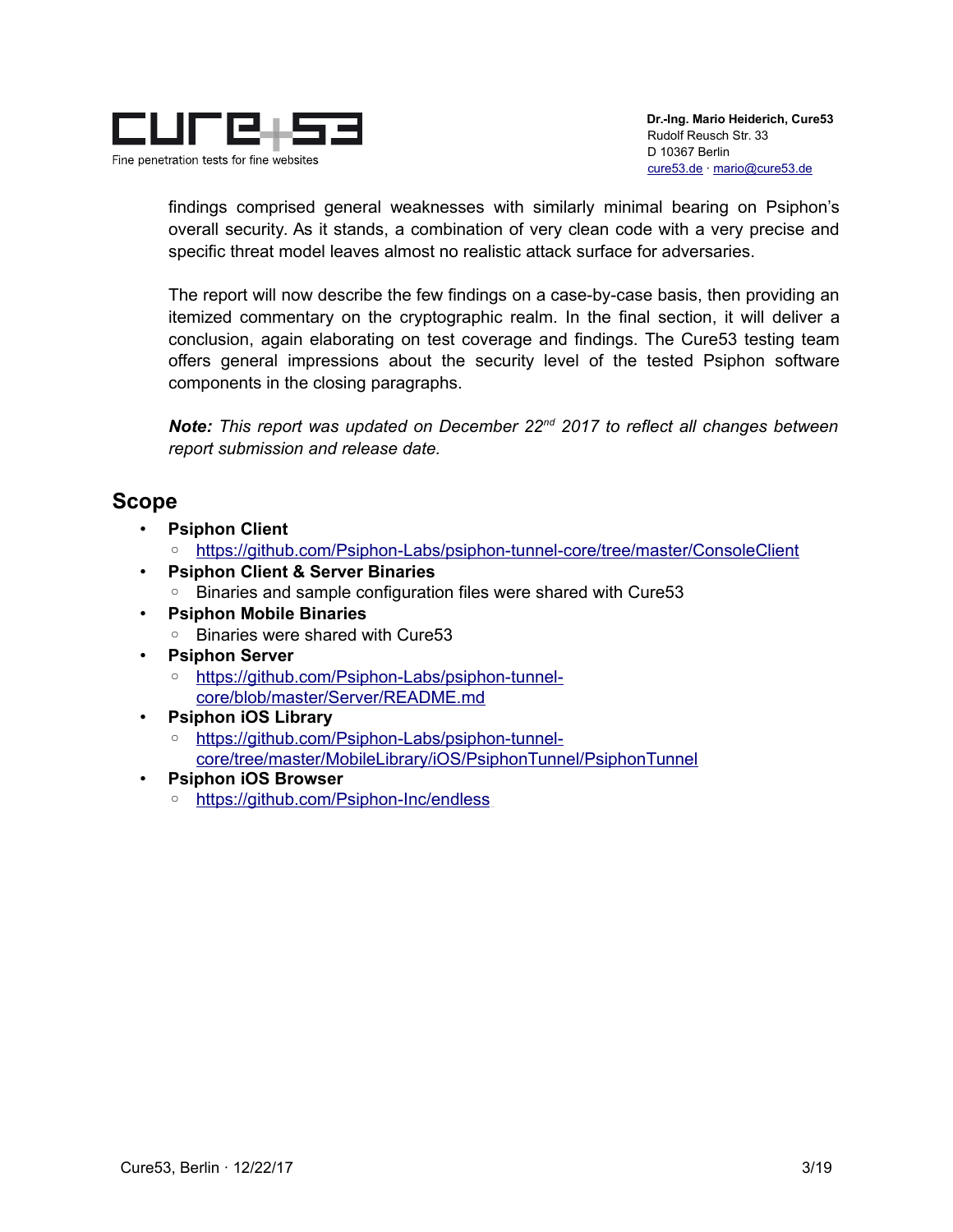findings comprised general weaknesses with similarly minimal bearing on Psiphon's overall security. As it stands, a combination of very clean code with a very precise and specific threat model leaves almost no realistic attack surface for adversaries.

The report will now describe the few findings on a case-by-case basis, then providing an itemized commentary on the cryptographic realm. In the final section, it will deliver a conclusion, again elaborating on test coverage and findings. The Cure53 testing team offers general impressions about the security level of the tested Psiphon software components in the closing paragraphs.

***Note:*** *This report was updated on December 22nd 2017 to reflect all changes between report submission and release date.*

## Scope

- **Psiphon Client**
  - https://github.com/Psiphon-Labs/psiphon-tunnel-core/tree/master/ConsoleClient
- **Psiphon Client & Server Binaries**
  - Binaries and sample configuration files were shared with Cure53
- **Psiphon Mobile Binaries**
  - Binaries were shared with Cure53
- **Psiphon Server**
  - https://github.com/Psiphon-Labs/psiphon-tunnel-core/blob/master/Server/README.md
- **Psiphon iOS Library**
  - https://github.com/Psiphon-Labs/psiphon-tunnel-core/tree/master/MobileLibrary/iOS/PsiphonTunnel/PsiphonTunnel
- **Psiphon iOS Browser**
  - https://github.com/Psiphon-Inc/endless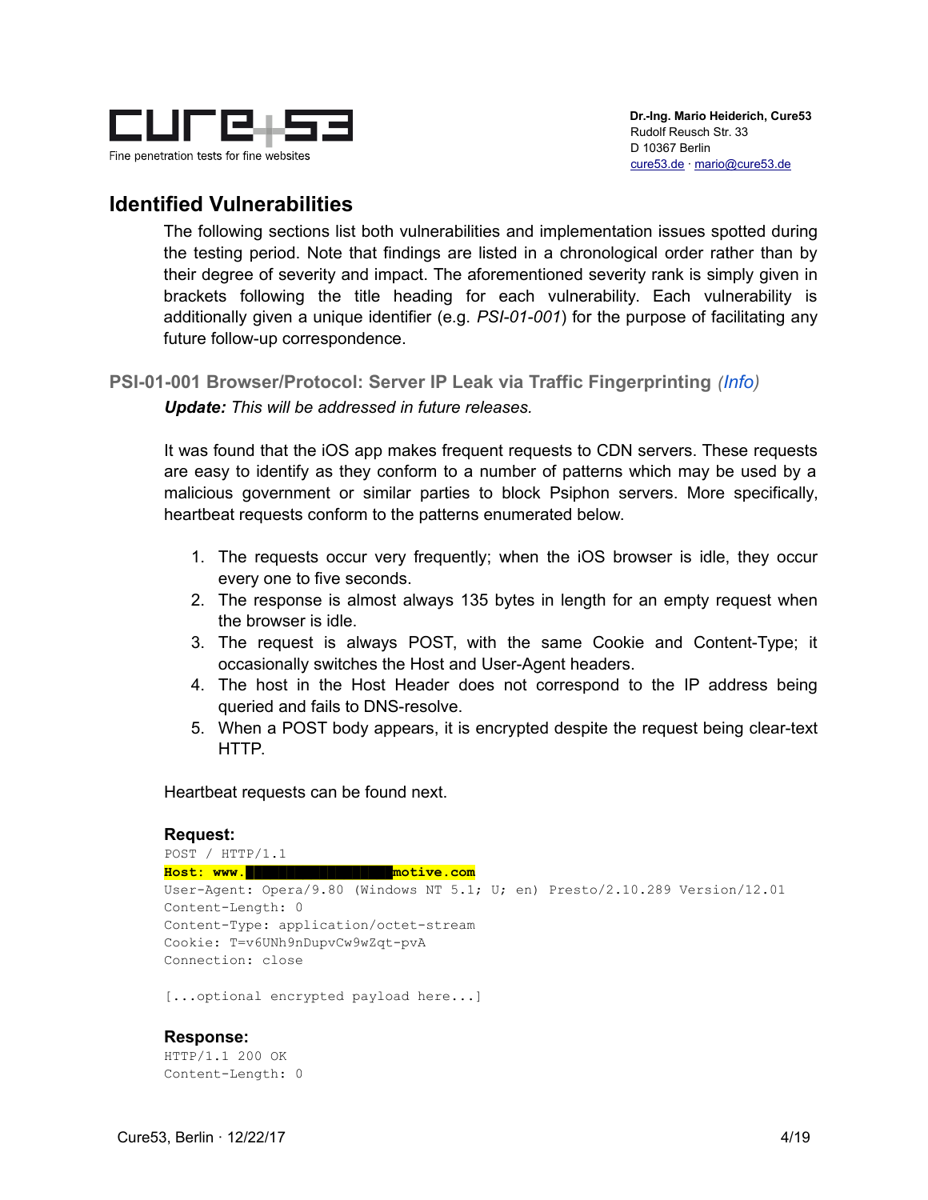## Identified Vulnerabilities

The following sections list both vulnerabilities and implementation issues spotted during the testing period. Note that findings are listed in a chronological order rather than by their degree of severity and impact. The aforementioned severity rank is simply given in brackets following the title heading for each vulnerability. Each vulnerability is additionally given a unique identifier (e.g. *PSI-01-001*) for the purpose of facilitating any future follow-up correspondence.

### PSI-01-001 Browser/Protocol: Server IP Leak via Traffic Fingerprinting (*Info*)

***Update:** This will be addressed in future releases.*

It was found that the iOS app makes frequent requests to CDN servers. These requests are easy to identify as they conform to a number of patterns which may be used by a malicious government or similar parties to block Psiphon servers. More specifically, heartbeat requests conform to the patterns enumerated below.

1. The requests occur very frequently; when the iOS browser is idle, they occur every one to five seconds.
2. The response is almost always 135 bytes in length for an empty request when the browser is idle.
3. The request is always POST, with the same Cookie and Content-Type; it occasionally switches the Host and User-Agent headers.
4. The host in the Host Header does not correspond to the IP address being queried and fails to DNS-resolve.
5. When a POST body appears, it is encrypted despite the request being clear-text HTTP.

Heartbeat requests can be found next.

**Request:**

```
POST / HTTP/1.1
Host: www.█████████████████motive.com
User-Agent: Opera/9.80 (Windows NT 5.1; U; en) Presto/2.10.289 Version/12.01
Content-Length: 0
Content-Type: application/octet-stream
Cookie: T=v6UNh9nDupvCw9wZqt-pvA
Connection: close

[...optional encrypted payload here...]
```

**Response:**

```
HTTP/1.1 200 OK
Content-Length: 0
```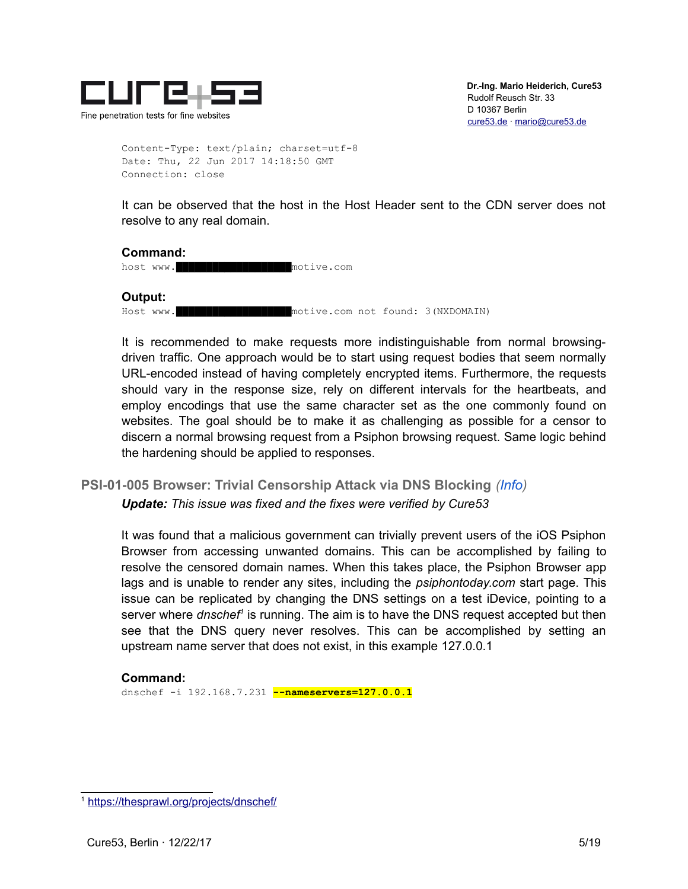```
Content-Type: text/plain; charset=utf-8
Date: Thu, 22 Jun 2017 14:18:50 GMT
Connection: close
```

It can be observed that the host in the Host Header sent to the CDN server does not resolve to any real domain.

**Command:**

```
host www.████████████████████motive.com
```

**Output:**

```
Host www.████████████████████motive.com not found: 3(NXDOMAIN)
```

It is recommended to make requests more indistinguishable from normal browsing-driven traffic. One approach would be to start using request bodies that seem normally URL-encoded instead of having completely encrypted items. Furthermore, the requests should vary in the response size, rely on different intervals for the heartbeats, and employ encodings that use the same character set as the one commonly found on websites. The goal should be to make it as challenging as possible for a censor to discern a normal browsing request from a Psiphon browsing request. Same logic behind the hardening should be applied to responses.

### PSI-01-005 Browser: Trivial Censorship Attack via DNS Blocking *(Info)*

***Update:*** *This issue was fixed and the fixes were verified by Cure53*

It was found that a malicious government can trivially prevent users of the iOS Psiphon Browser from accessing unwanted domains. This can be accomplished by failing to resolve the censored domain names. When this takes place, the Psiphon Browser app lags and is unable to render any sites, including the *psiphontoday.com* start page. This issue can be replicated by changing the DNS settings on a test iDevice, pointing to a server where *dnschef*[1] is running. The aim is to have the DNS request accepted but then see that the DNS query never resolves. This can be accomplished by setting an upstream name server that does not exist, in this example 127.0.0.1

**Command:**

```
dnschef -i 192.168.7.231 --nameservers=127.0.0.1
```

[1] https://thesprawl.org/projects/dnschef/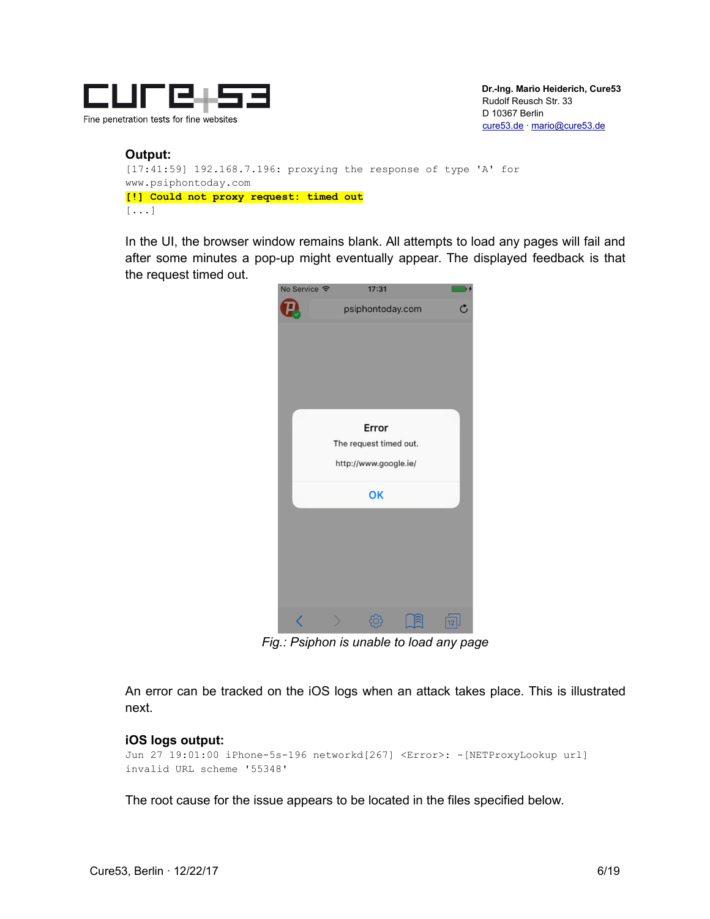**Output:**

```
[17:41:59] 192.168.7.196: proxying the response of type 'A' for
www.psiphontoday.com
[!] Could not proxy request: timed out
[...]
```

In the UI, the browser window remains blank. All attempts to load any pages will fail and after some minutes a pop-up might eventually appear. The displayed feedback is that the request timed out.

*Fig.: Psiphon is unable to load any page*

An error can be tracked on the iOS logs when an attack takes place. This is illustrated next.

**iOS logs output:**

```
Jun 27 19:01:00 iPhone-5s-196 networkd[267] <Error>: -[NETProxyLookup url]
invalid URL scheme '55348'
```

The root cause for the issue appears to be located in the files specified below.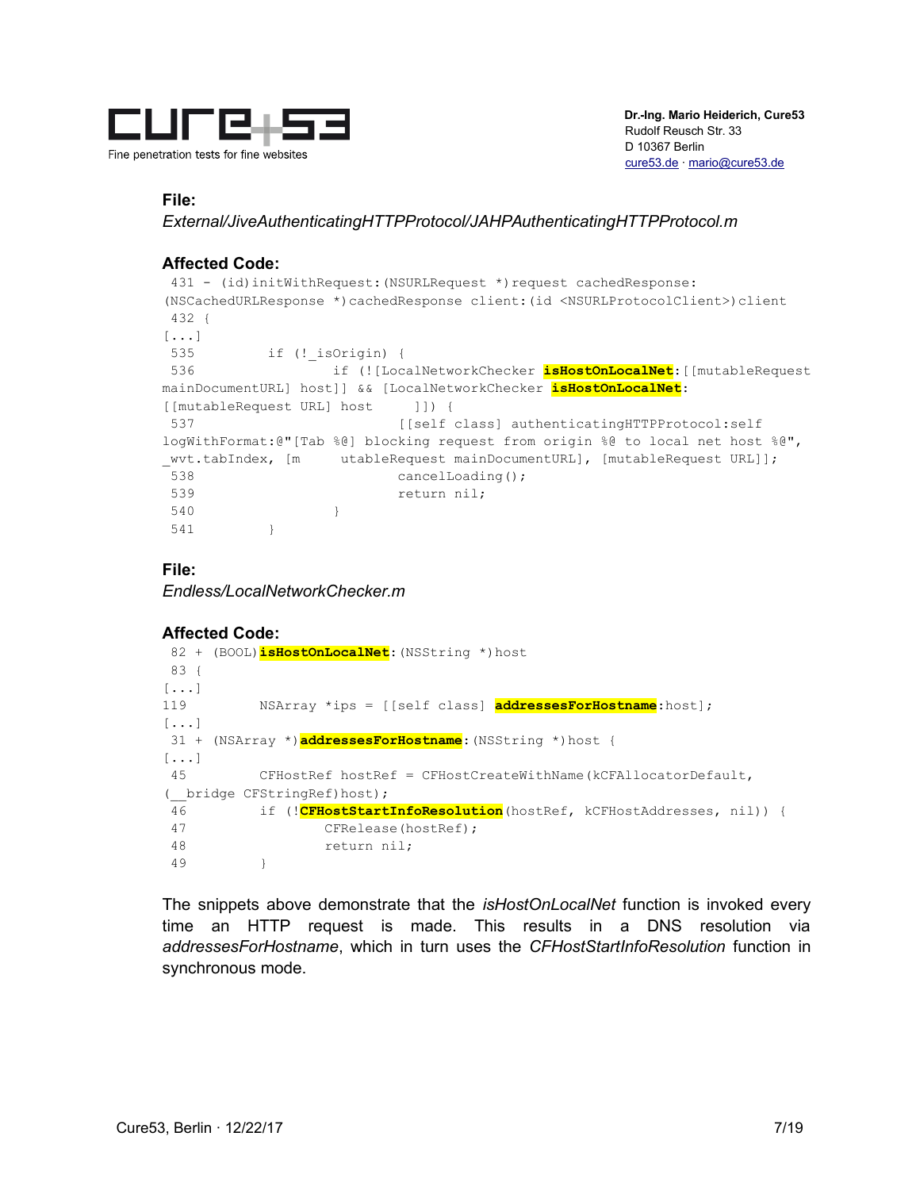**File:**
*External/JiveAuthenticatingHTTPProtocol/JAHPAuthenticatingHTTPProtocol.m*

**Affected Code:**

```
 431 - (id)initWithRequest:(NSURLRequest *)request cachedResponse:
(NSCachedURLResponse *)cachedResponse client:(id <NSURLProtocolClient>)client
 432 {
[...]
 535         if (!_isOrigin) {
 536                 if (![LocalNetworkChecker isHostOnLocalNet:[[mutableRequest
mainDocumentURL] host]] && [LocalNetworkChecker isHostOnLocalNet:
[[mutableRequest URL] host     ]]) {
 537                         [[self class] authenticatingHTTPProtocol:self
logWithFormat:@"[Tab %@] blocking request from origin %@ to local net host %@",
_wvt.tabIndex, [m     utableRequest mainDocumentURL], [mutableRequest URL]];
 538                         cancelLoading();
 539                         return nil;
 540                 }
 541         }
```

**File:**
*Endless/LocalNetworkChecker.m*

**Affected Code:**

```
 82 + (BOOL)isHostOnLocalNet:(NSString *)host
 83 {
[...]
119         NSArray *ips = [[self class] addressesForHostname:host];
[...]
 31 + (NSArray *)addressesForHostname:(NSString *)host {
[...]
 45         CFHostRef hostRef = CFHostCreateWithName(kCFAllocatorDefault,
(__bridge CFStringRef)host);
 46         if (!CFHostStartInfoResolution(hostRef, kCFHostAddresses, nil)) {
 47                 CFRelease(hostRef);
 48                 return nil;
 49         }
```

The snippets above demonstrate that the *isHostOnLocalNet* function is invoked every time an HTTP request is made. This results in a DNS resolution via *addressesForHostname*, which in turn uses the *CFHostStartInfoResolution* function in synchronous mode.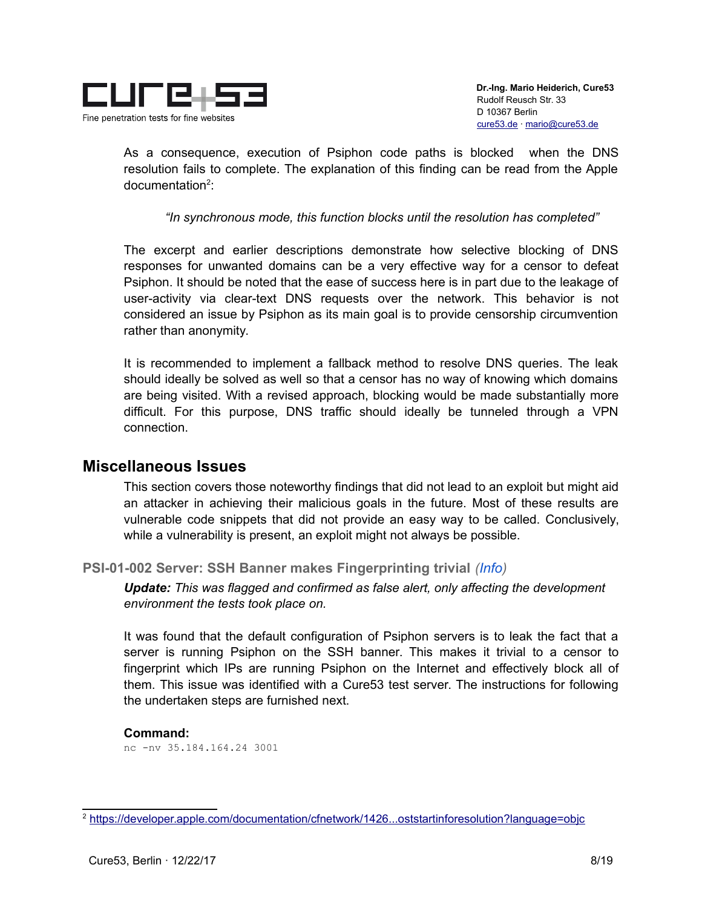As a consequence, execution of Psiphon code paths is blocked when the DNS resolution fails to complete. The explanation of this finding can be read from the Apple documentation[2]:

> *"In synchronous mode, this function blocks until the resolution has completed"*

The excerpt and earlier descriptions demonstrate how selective blocking of DNS responses for unwanted domains can be a very effective way for a censor to defeat Psiphon. It should be noted that the ease of success here is in part due to the leakage of user-activity via clear-text DNS requests over the network. This behavior is not considered an issue by Psiphon as its main goal is to provide censorship circumvention rather than anonymity.

It is recommended to implement a fallback method to resolve DNS queries. The leak should ideally be solved as well so that a censor has no way of knowing which domains are being visited. With a revised approach, blocking would be made substantially more difficult. For this purpose, DNS traffic should ideally be tunneled through a VPN connection.

## Miscellaneous Issues

This section covers those noteworthy findings that did not lead to an exploit but might aid an attacker in achieving their malicious goals in the future. Most of these results are vulnerable code snippets that did not provide an easy way to be called. Conclusively, while a vulnerability is present, an exploit might not always be possible.

### PSI-01-002 Server: SSH Banner makes Fingerprinting trivial *(Info)*

***Update:*** *This was flagged and confirmed as false alert, only affecting the development environment the tests took place on.*

It was found that the default configuration of Psiphon servers is to leak the fact that a server is running Psiphon on the SSH banner. This makes it trivial to a censor to fingerprint which IPs are running Psiphon on the Internet and effectively block all of them. This issue was identified with a Cure53 test server. The instructions for following the undertaken steps are furnished next.

**Command:**

```
nc -nv 35.184.164.24 3001
```

---

[2] https://developer.apple.com/documentation/cfnetwork/1426...oststartinforesolution?language=objc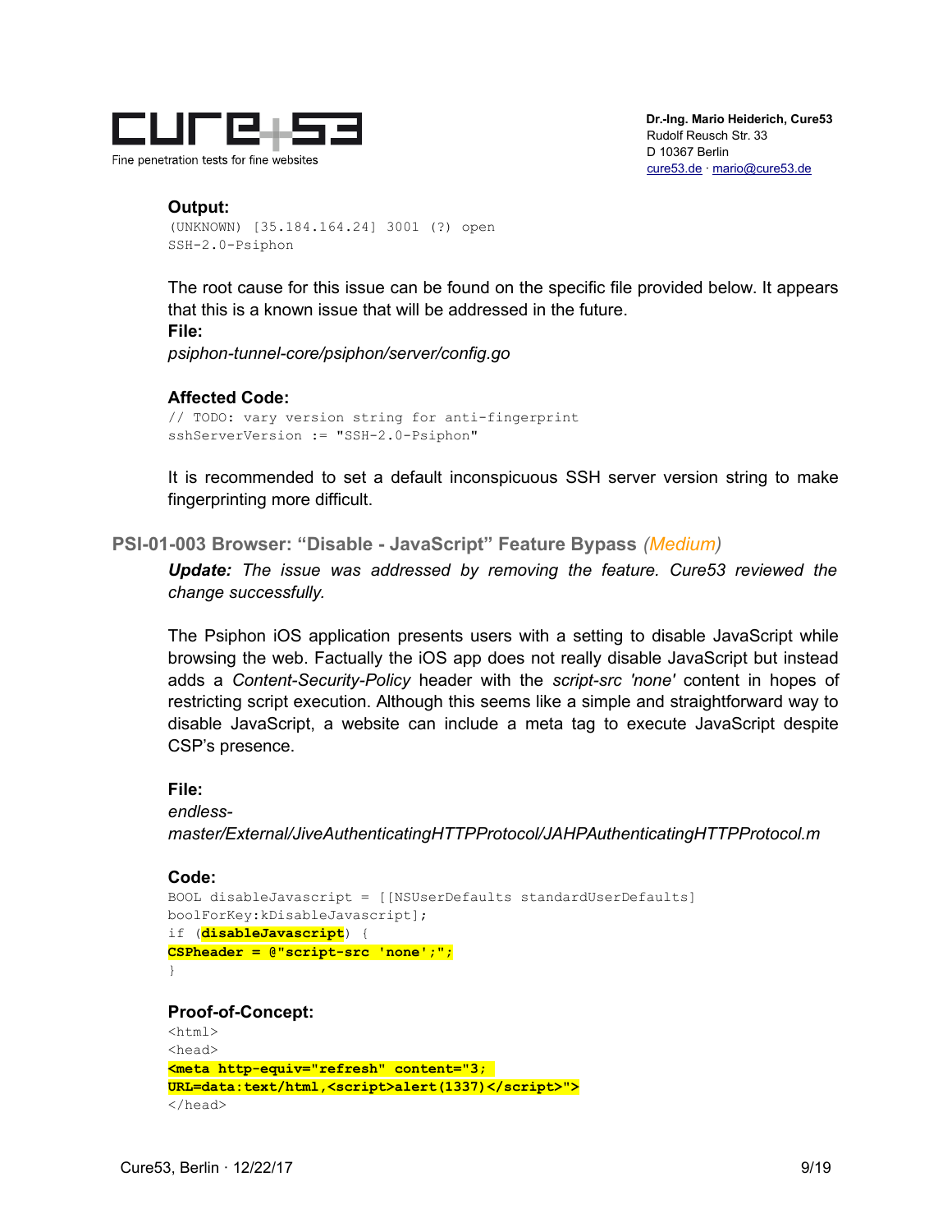**Output:**

```
(UNKNOWN) [35.184.164.24] 3001 (?) open
SSH-2.0-Psiphon
```

The root cause for this issue can be found on the specific file provided below. It appears that this is a known issue that will be addressed in the future.

**File:**

*psiphon-tunnel-core/psiphon/server/config.go*

**Affected Code:**

```
// TODO: vary version string for anti-fingerprint
sshServerVersion := "SSH-2.0-Psiphon"
```

It is recommended to set a default inconspicuous SSH server version string to make fingerprinting more difficult.

### PSI-01-003 Browser: "Disable - JavaScript" Feature Bypass *(Medium)*

***Update:*** *The issue was addressed by removing the feature. Cure53 reviewed the change successfully.*

The Psiphon iOS application presents users with a setting to disable JavaScript while browsing the web. Factually the iOS app does not really disable JavaScript but instead adds a *Content-Security-Policy* header with the *script-src 'none'* content in hopes of restricting script execution. Although this seems like a simple and straightforward way to disable JavaScript, a website can include a meta tag to execute JavaScript despite CSP's presence.

**File:**

*endless-master/External/JiveAuthenticatingHTTPProtocol/JAHPAuthenticatingHTTPProtocol.m*

**Code:**

```
BOOL disableJavascript = [[NSUserDefaults standardUserDefaults]
boolForKey:kDisableJavascript];
if (disableJavascript) {
CSPheader = @"script-src 'none';";
}
```

**Proof-of-Concept:**

```
<html>
<head>
<meta http-equiv="refresh" content="3;
URL=data:text/html,<script>alert(1337)</script>">
</head>
```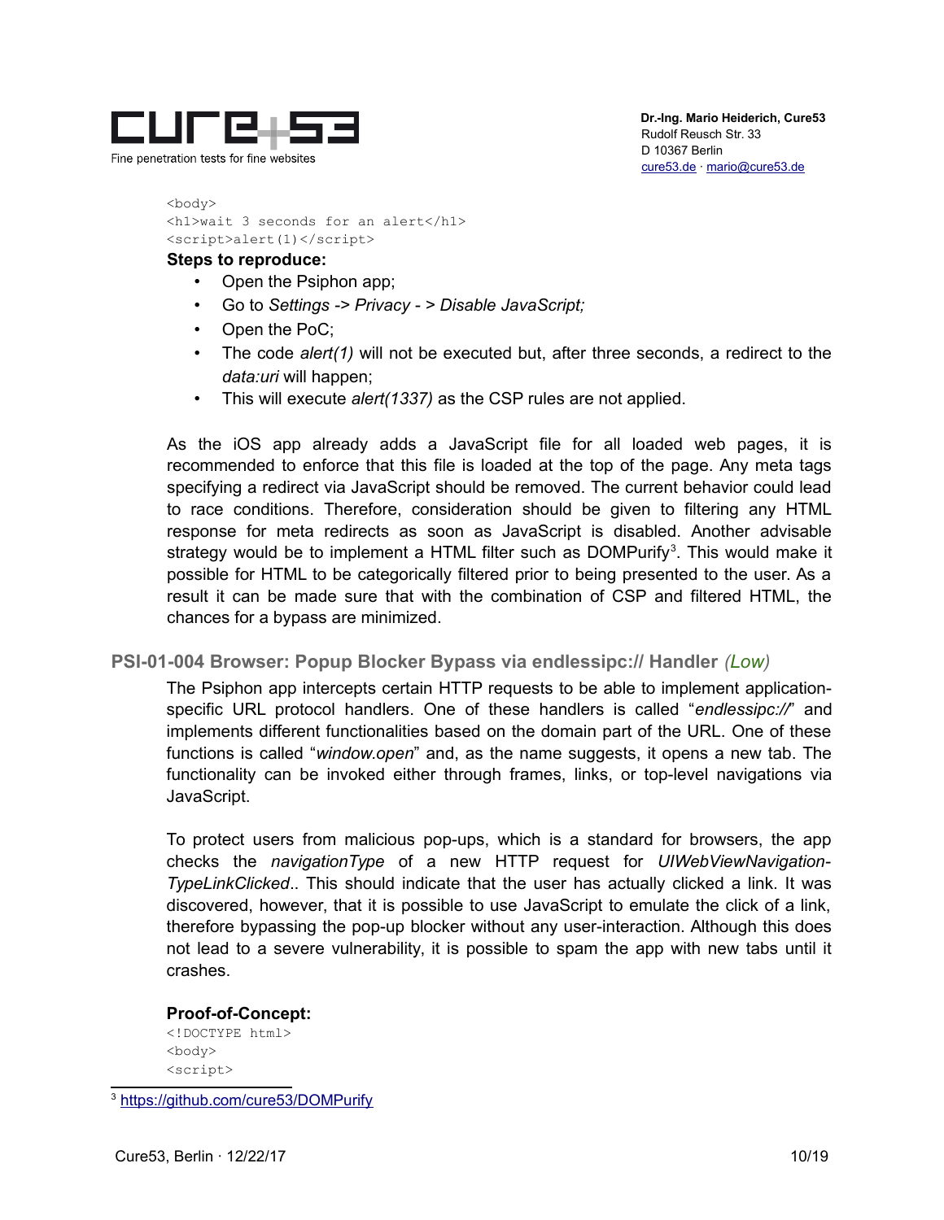```
<body>
<h1>wait 3 seconds for an alert</h1>
<script>alert(1)</script>
```

**Steps to reproduce:**

- Open the Psiphon app;
- Go to *Settings -> Privacy - > Disable JavaScript;*
- Open the PoC;
- The code *alert(1)* will not be executed but, after three seconds, a redirect to the *data:uri* will happen;
- This will execute *alert(1337)* as the CSP rules are not applied.

As the iOS app already adds a JavaScript file for all loaded web pages, it is recommended to enforce that this file is loaded at the top of the page. Any meta tags specifying a redirect via JavaScript should be removed. The current behavior could lead to race conditions. Therefore, consideration should be given to filtering any HTML response for meta redirects as soon as JavaScript is disabled. Another advisable strategy would be to implement a HTML filter such as DOMPurify[3]. This would make it possible for HTML to be categorically filtered prior to being presented to the user. As a result it can be made sure that with the combination of CSP and filtered HTML, the chances for a bypass are minimized.

## PSI-01-004 Browser: Popup Blocker Bypass via endlessipc:// Handler *(Low)*

The Psiphon app intercepts certain HTTP requests to be able to implement application-specific URL protocol handlers. One of these handlers is called "*endlessipc://*" and implements different functionalities based on the domain part of the URL. One of these functions is called "*window.open*" and, as the name suggests, it opens a new tab. The functionality can be invoked either through frames, links, or top-level navigations via JavaScript.

To protect users from malicious pop-ups, which is a standard for browsers, the app checks the *navigationType* of a new HTTP request for *UIWebViewNavigation-TypeLinkClicked*.. This should indicate that the user has actually clicked a link. It was discovered, however, that it is possible to use JavaScript to emulate the click of a link, therefore bypassing the pop-up blocker without any user-interaction. Although this does not lead to a severe vulnerability, it is possible to spam the app with new tabs until it crashes.

**Proof-of-Concept:**

```
<!DOCTYPE html>
<body>
<script>
```

[3] https://github.com/cure53/DOMPurify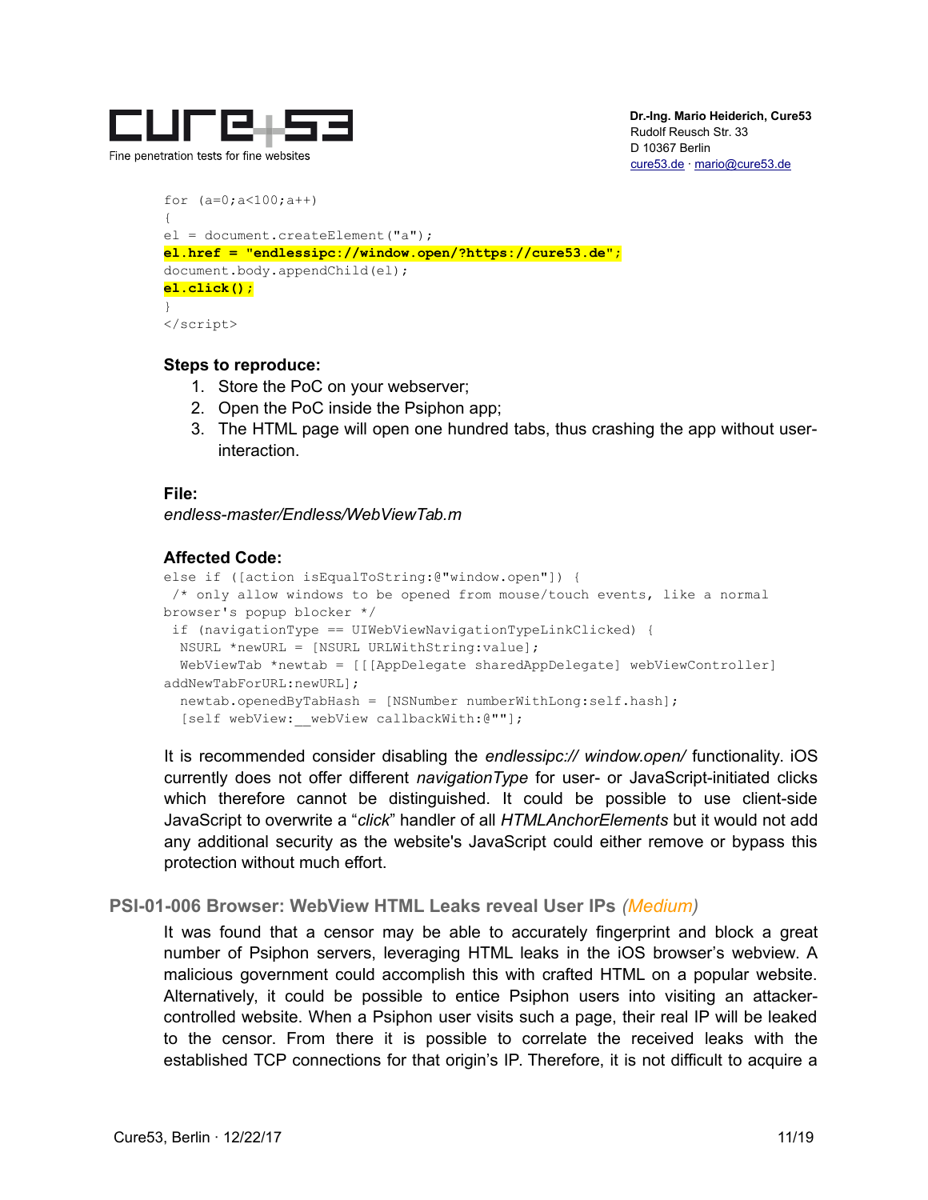```
for (a=0;a<100;a++)
{
el = document.createElement("a");
el.href = "endlessipc://window.open/?https://cure53.de";
document.body.appendChild(el);
el.click();
}
</script>
```

**Steps to reproduce:**

1. Store the PoC on your webserver;
2. Open the PoC inside the Psiphon app;
3. The HTML page will open one hundred tabs, thus crashing the app without user-interaction.

**File:**

*endless-master/Endless/WebViewTab.m*

**Affected Code:**

```
else if ([action isEqualToString:@"window.open"]) {
 /* only allow windows to be opened from mouse/touch events, like a normal
browser's popup blocker */
 if (navigationType == UIWebViewNavigationTypeLinkClicked) {
  NSURL *newURL = [NSURL URLWithString:value];
  WebViewTab *newtab = [[[AppDelegate sharedAppDelegate] webViewController]
addNewTabForURL:newURL];
  newtab.openedByTabHash = [NSNumber numberWithLong:self.hash];
  [self webView:__webView callbackWith:@""];
```

It is recommended consider disabling the *endlessipc:// window.open/* functionality. iOS currently does not offer different *navigationType* for user- or JavaScript-initiated clicks which therefore cannot be distinguished. It could be possible to use client-side JavaScript to overwrite a "*click*" handler of all *HTMLAnchorElements* but it would not add any additional security as the website's JavaScript could either remove or bypass this protection without much effort.

## PSI-01-006 Browser: WebView HTML Leaks reveal User IPs *(Medium)*

It was found that a censor may be able to accurately fingerprint and block a great number of Psiphon servers, leveraging HTML leaks in the iOS browser's webview. A malicious government could accomplish this with crafted HTML on a popular website. Alternatively, it could be possible to entice Psiphon users into visiting an attacker-controlled website. When a Psiphon user visits such a page, their real IP will be leaked to the censor. From there it is possible to correlate the received leaks with the established TCP connections for that origin's IP. Therefore, it is not difficult to acquire a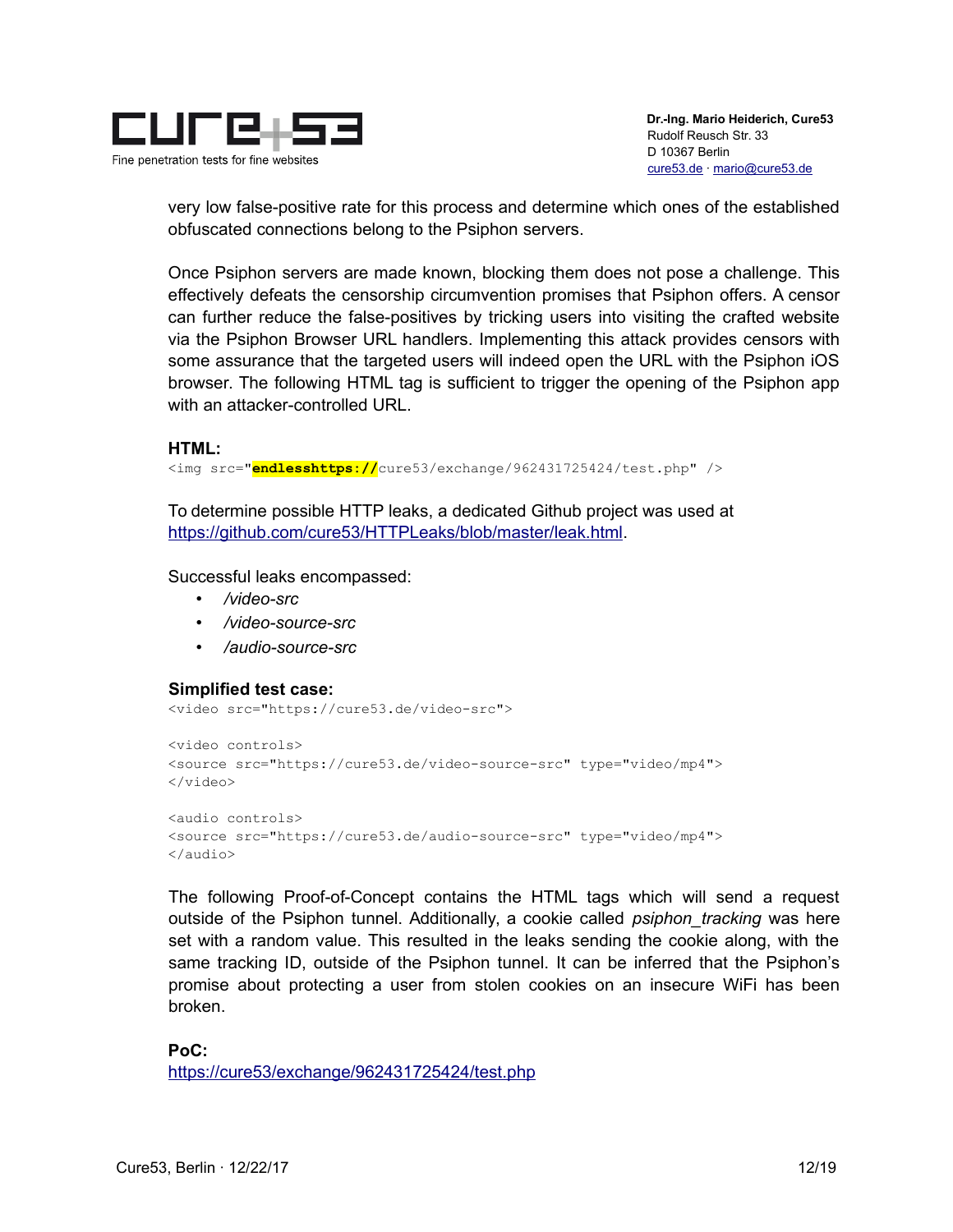very low false-positive rate for this process and determine which ones of the established obfuscated connections belong to the Psiphon servers.

Once Psiphon servers are made known, blocking them does not pose a challenge. This effectively defeats the censorship circumvention promises that Psiphon offers. A censor can further reduce the false-positives by tricking users into visiting the crafted website via the Psiphon Browser URL handlers. Implementing this attack provides censors with some assurance that the targeted users will indeed open the URL with the Psiphon iOS browser. The following HTML tag is sufficient to trigger the opening of the Psiphon app with an attacker-controlled URL.

**HTML:**

```
<img src="endlesshttps://cure53/exchange/962431725424/test.php" />
```

To determine possible HTTP leaks, a dedicated Github project was used at https://github.com/cure53/HTTPLeaks/blob/master/leak.html.

Successful leaks encompassed:

- */video-src*
- */video-source-src*
- */audio-source-src*

**Simplified test case:**

```
<video src="https://cure53.de/video-src">

<video controls>
<source src="https://cure53.de/video-source-src" type="video/mp4">
</video>

<audio controls>
<source src="https://cure53.de/audio-source-src" type="video/mp4">
</audio>
```

The following Proof-of-Concept contains the HTML tags which will send a request outside of the Psiphon tunnel. Additionally, a cookie called *psiphon_tracking* was here set with a random value. This resulted in the leaks sending the cookie along, with the same tracking ID, outside of the Psiphon tunnel. It can be inferred that the Psiphon's promise about protecting a user from stolen cookies on an insecure WiFi has been broken.

**PoC:**

https://cure53/exchange/962431725424/test.php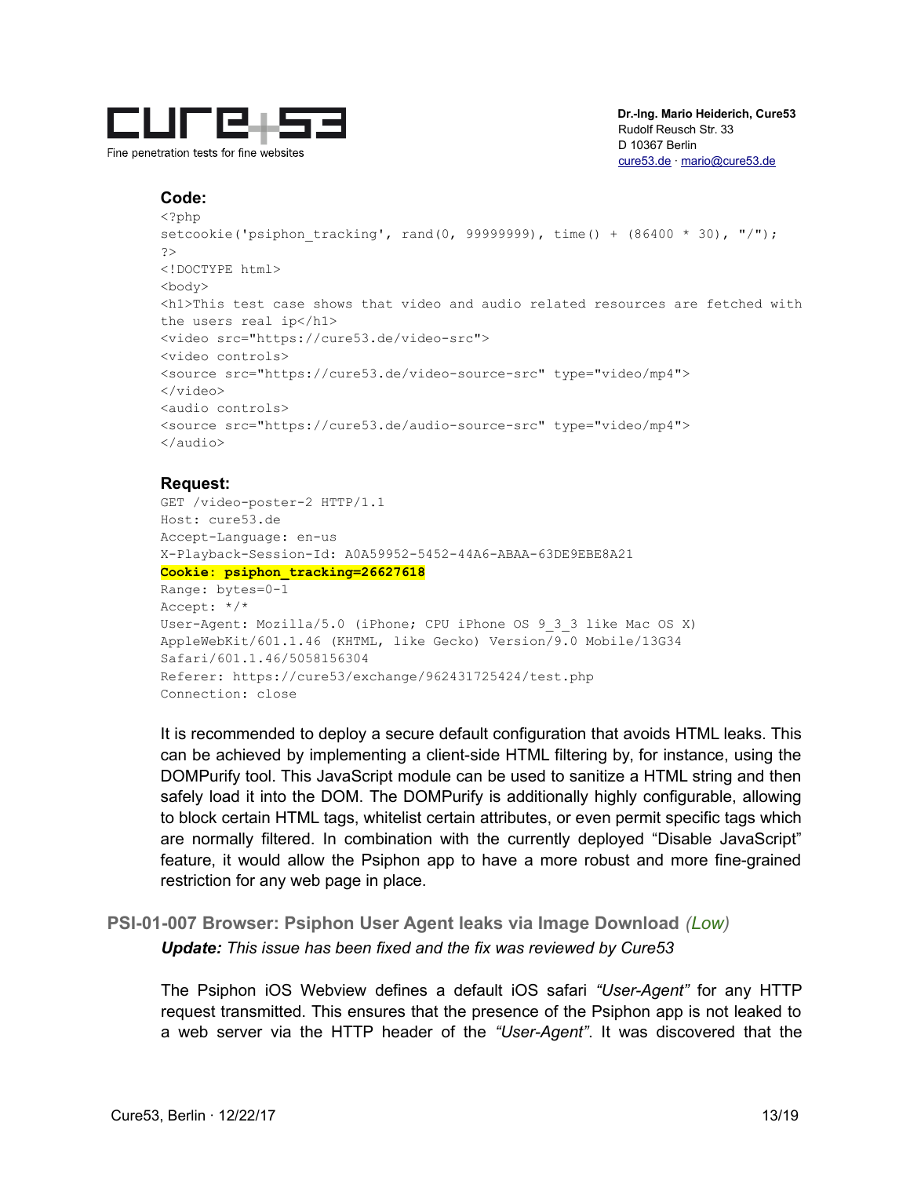**Code:**

```
<?php
setcookie('psiphon_tracking', rand(0, 99999999), time() + (86400 * 30), "/");
?>
<!DOCTYPE html>
<body>
<h1>This test case shows that video and audio related resources are fetched with
the users real ip</h1>
<video src="https://cure53.de/video-src">
<video controls>
<source src="https://cure53.de/video-source-src" type="video/mp4">
</video>
<audio controls>
<source src="https://cure53.de/audio-source-src" type="video/mp4">
</audio>
```

**Request:**

```
GET /video-poster-2 HTTP/1.1
Host: cure53.de
Accept-Language: en-us
X-Playback-Session-Id: A0A59952-5452-44A6-ABAA-63DE9EBE8A21
Cookie: psiphon_tracking=26627618
Range: bytes=0-1
Accept: */*
User-Agent: Mozilla/5.0 (iPhone; CPU iPhone OS 9_3_3 like Mac OS X)
AppleWebKit/601.1.46 (KHTML, like Gecko) Version/9.0 Mobile/13G34
Safari/601.1.46/5058156304
Referer: https://cure53/exchange/962431725424/test.php
Connection: close
```

It is recommended to deploy a secure default configuration that avoids HTML leaks. This can be achieved by implementing a client-side HTML filtering by, for instance, using the DOMPurify tool. This JavaScript module can be used to sanitize a HTML string and then safely load it into the DOM. The DOMPurify is additionally highly configurable, allowing to block certain HTML tags, whitelist certain attributes, or even permit specific tags which are normally filtered. In combination with the currently deployed "Disable JavaScript" feature, it would allow the Psiphon app to have a more robust and more fine-grained restriction for any web page in place.

### PSI-01-007 Browser: Psiphon User Agent leaks via Image Download *(Low)*

***Update:** This issue has been fixed and the fix was reviewed by Cure53*

The Psiphon iOS Webview defines a default iOS safari *"User-Agent"* for any HTTP request transmitted. This ensures that the presence of the Psiphon app is not leaked to a web server via the HTTP header of the *"User-Agent"*. It was discovered that the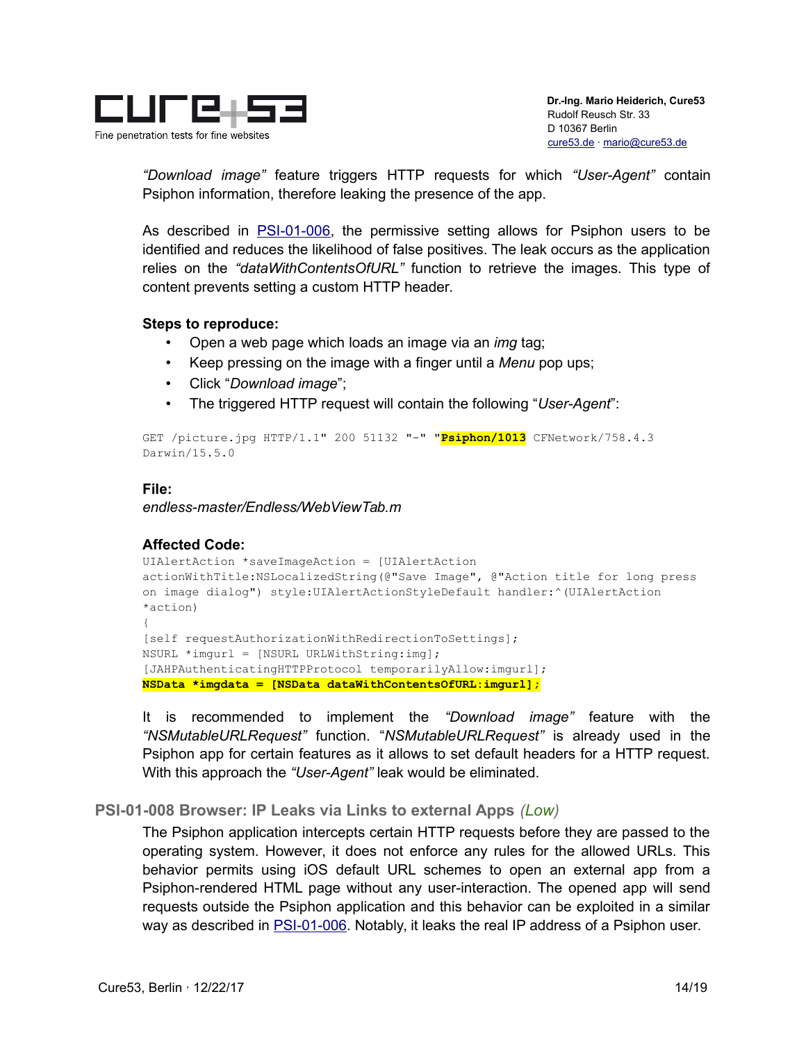*"Download image"* feature triggers HTTP requests for which *"User-Agent"* contain Psiphon information, therefore leaking the presence of the app.

As described in PSI-01-006, the permissive setting allows for Psiphon users to be identified and reduces the likelihood of false positives. The leak occurs as the application relies on the *"dataWithContentsOfURL"* function to retrieve the images. This type of content prevents setting a custom HTTP header.

**Steps to reproduce:**

- Open a web page which loads an image via an *img* tag;
- Keep pressing on the image with a finger until a *Menu* pop ups;
- Click "*Download image*";
- The triggered HTTP request will contain the following "*User-Agent*":

```
GET /picture.jpg HTTP/1.1" 200 51132 "-" "Psiphon/1013 CFNetwork/758.4.3
Darwin/15.5.0
```

**File:**

*endless-master/Endless/WebViewTab.m*

**Affected Code:**

```
UIAlertAction *saveImageAction = [UIAlertAction
actionWithTitle:NSLocalizedString(@"Save Image", @"Action title for long press
on image dialog") style:UIAlertActionStyleDefault handler:^(UIAlertAction
*action)
{
[self requestAuthorizationWithRedirectionToSettings];
NSURL *imgurl = [NSURL URLWithString:img];
[JAHPAuthenticatingHTTPProtocol temporarilyAllow:imgurl];
NSData *imgdata = [NSData dataWithContentsOfURL:imgurl];
```

It is recommended to implement the *"Download image"* feature with the *"NSMutableURLRequest"* function. "*NSMutableURLRequest*" is already used in the Psiphon app for certain features as it allows to set default headers for a HTTP request. With this approach the *"User-Agent"* leak would be eliminated.

### PSI-01-008 Browser: IP Leaks via Links to external Apps *(Low)*

The Psiphon application intercepts certain HTTP requests before they are passed to the operating system. However, it does not enforce any rules for the allowed URLs. This behavior permits using iOS default URL schemes to open an external app from a Psiphon-rendered HTML page without any user-interaction. The opened app will send requests outside the Psiphon application and this behavior can be exploited in a similar way as described in PSI-01-006. Notably, it leaks the real IP address of a Psiphon user.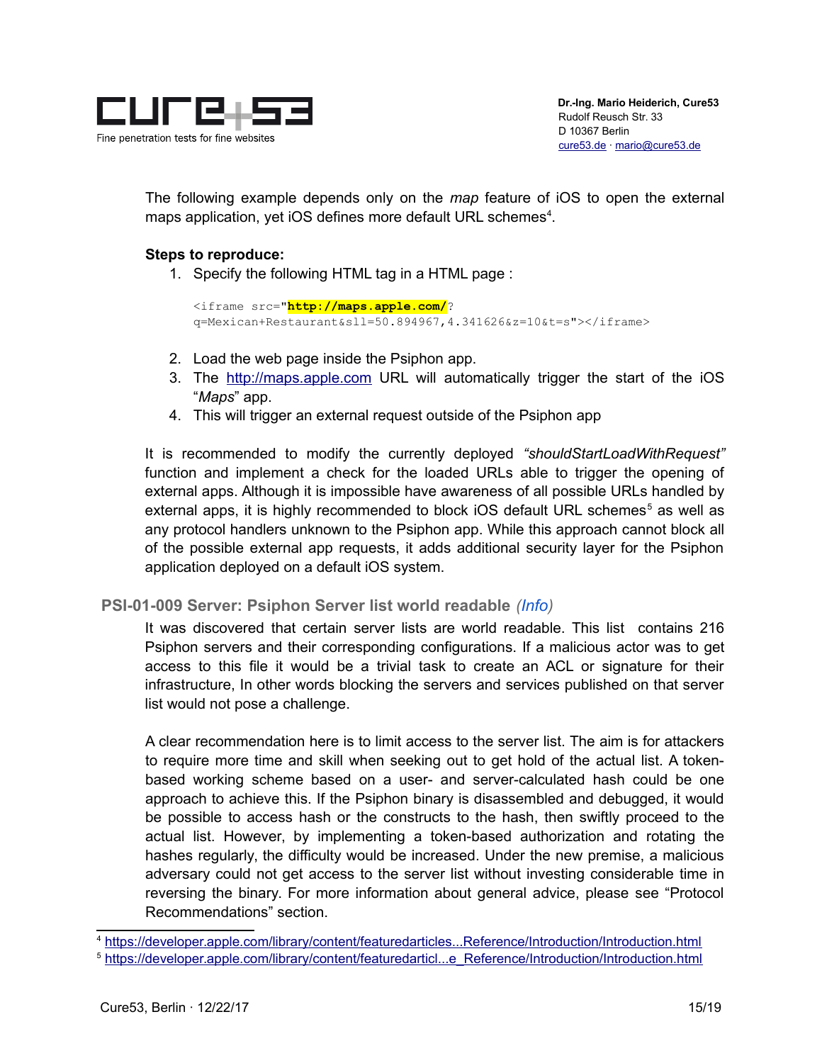The following example depends only on the *map* feature of iOS to open the external maps application, yet iOS defines more default URL schemes[4].

**Steps to reproduce:**

1. Specify the following HTML tag in a HTML page :

```
<iframe src="http://maps.apple.com/?
q=Mexican+Restaurant&sll=50.894967,4.341626&z=10&t=s"></iframe>
```

2. Load the web page inside the Psiphon app.
3. The http://maps.apple.com URL will automatically trigger the start of the iOS "*Maps*" app.
4. This will trigger an external request outside of the Psiphon app

It is recommended to modify the currently deployed *"shouldStartLoadWithRequest"* function and implement a check for the loaded URLs able to trigger the opening of external apps. Although it is impossible have awareness of all possible URLs handled by external apps, it is highly recommended to block iOS default URL schemes[5] as well as any protocol handlers unknown to the Psiphon app. While this approach cannot block all of the possible external app requests, it adds additional security layer for the Psiphon application deployed on a default iOS system.

### PSI-01-009 Server: Psiphon Server list world readable *(Info)*

It was discovered that certain server lists are world readable. This list contains 216 Psiphon servers and their corresponding configurations. If a malicious actor was to get access to this file it would be a trivial task to create an ACL or signature for their infrastructure, In other words blocking the servers and services published on that server list would not pose a challenge.

A clear recommendation here is to limit access to the server list. The aim is for attackers to require more time and skill when seeking out to get hold of the actual list. A token-based working scheme based on a user- and server-calculated hash could be one approach to achieve this. If the Psiphon binary is disassembled and debugged, it would be possible to access hash or the constructs to the hash, then swiftly proceed to the actual list. However, by implementing a token-based authorization and rotating the hashes regularly, the difficulty would be increased. Under the new premise, a malicious adversary could not get access to the server list without investing considerable time in reversing the binary. For more information about general advice, please see "Protocol Recommendations" section.

---

[4] https://developer.apple.com/library/content/featuredarticles...Reference/Introduction/Introduction.html

[5] https://developer.apple.com/library/content/featuredarticl...e_Reference/Introduction/Introduction.html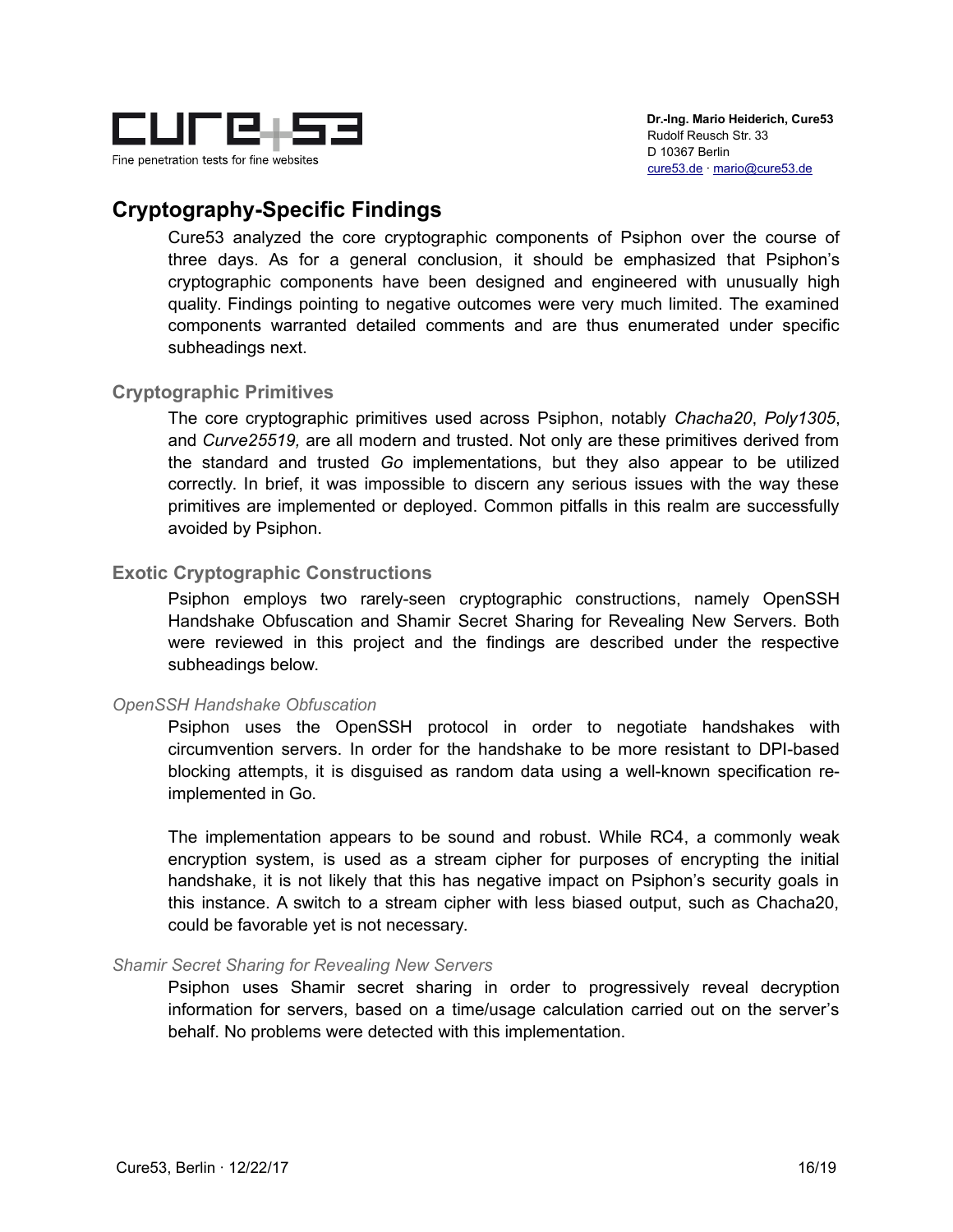## Cryptography-Specific Findings

Cure53 analyzed the core cryptographic components of Psiphon over the course of three days. As for a general conclusion, it should be emphasized that Psiphon's cryptographic components have been designed and engineered with unusually high quality. Findings pointing to negative outcomes were very much limited. The examined components warranted detailed comments and are thus enumerated under specific subheadings next.

### Cryptographic Primitives

The core cryptographic primitives used across Psiphon, notably *Chacha20*, *Poly1305*, and *Curve25519,* are all modern and trusted. Not only are these primitives derived from the standard and trusted *Go* implementations, but they also appear to be utilized correctly. In brief, it was impossible to discern any serious issues with the way these primitives are implemented or deployed. Common pitfalls in this realm are successfully avoided by Psiphon.

### Exotic Cryptographic Constructions

Psiphon employs two rarely-seen cryptographic constructions, namely OpenSSH Handshake Obfuscation and Shamir Secret Sharing for Revealing New Servers. Both were reviewed in this project and the findings are described under the respective subheadings below.

#### *OpenSSH Handshake Obfuscation*

Psiphon uses the OpenSSH protocol in order to negotiate handshakes with circumvention servers. In order for the handshake to be more resistant to DPI-based blocking attempts, it is disguised as random data using a well-known specification re-implemented in Go.

The implementation appears to be sound and robust. While RC4, a commonly weak encryption system, is used as a stream cipher for purposes of encrypting the initial handshake, it is not likely that this has negative impact on Psiphon's security goals in this instance. A switch to a stream cipher with less biased output, such as Chacha20, could be favorable yet is not necessary.

#### *Shamir Secret Sharing for Revealing New Servers*

Psiphon uses Shamir secret sharing in order to progressively reveal decryption information for servers, based on a time/usage calculation carried out on the server's behalf. No problems were detected with this implementation.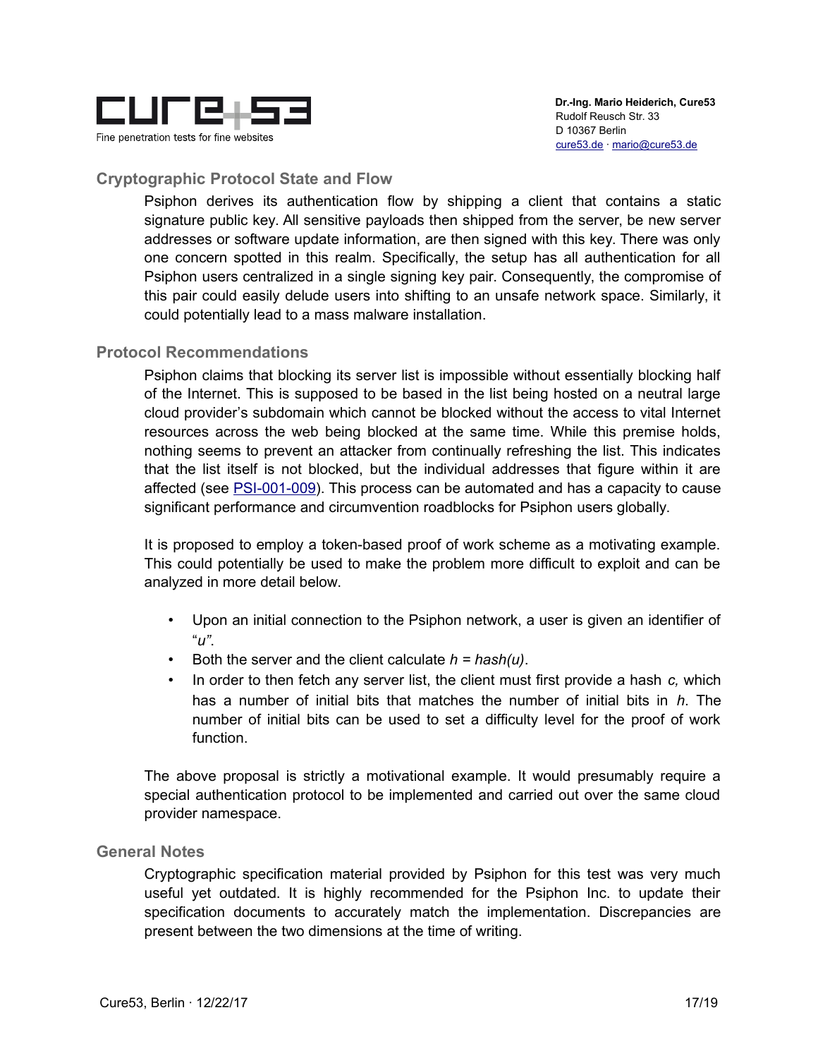### Cryptographic Protocol State and Flow

Psiphon derives its authentication flow by shipping a client that contains a static signature public key. All sensitive payloads then shipped from the server, be new server addresses or software update information, are then signed with this key. There was only one concern spotted in this realm. Specifically, the setup has all authentication for all Psiphon users centralized in a single signing key pair. Consequently, the compromise of this pair could easily delude users into shifting to an unsafe network space. Similarly, it could potentially lead to a mass malware installation.

### Protocol Recommendations

Psiphon claims that blocking its server list is impossible without essentially blocking half of the Internet. This is supposed to be based in the list being hosted on a neutral large cloud provider's subdomain which cannot be blocked without the access to vital Internet resources across the web being blocked at the same time. While this premise holds, nothing seems to prevent an attacker from continually refreshing the list. This indicates that the list itself is not blocked, but the individual addresses that figure within it are affected (see PSI-001-009). This process can be automated and has a capacity to cause significant performance and circumvention roadblocks for Psiphon users globally.

It is proposed to employ a token-based proof of work scheme as a motivating example. This could potentially be used to make the problem more difficult to exploit and can be analyzed in more detail below.

- Upon an initial connection to the Psiphon network, a user is given an identifier of "$u$".
- Both the server and the client calculate $h = hash(u)$.
- In order to then fetch any server list, the client must first provide a hash $c$, which has a number of initial bits that matches the number of initial bits in $h$. The number of initial bits can be used to set a difficulty level for the proof of work function.

The above proposal is strictly a motivational example. It would presumably require a special authentication protocol to be implemented and carried out over the same cloud provider namespace.

### General Notes

Cryptographic specification material provided by Psiphon for this test was very much useful yet outdated. It is highly recommended for the Psiphon Inc. to update their specification documents to accurately match the implementation. Discrepancies are present between the two dimensions at the time of writing.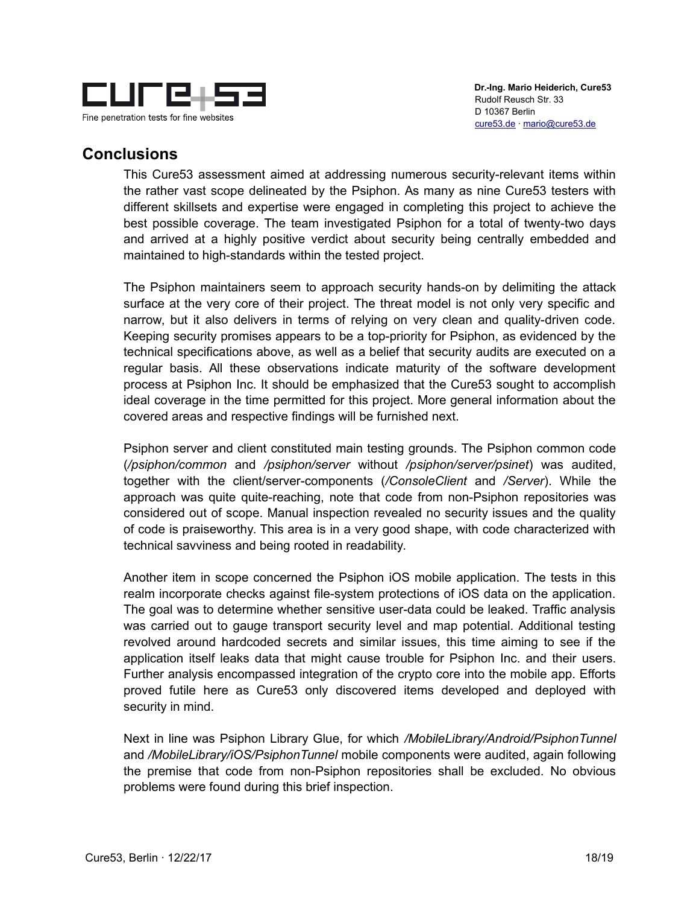## Conclusions

This Cure53 assessment aimed at addressing numerous security-relevant items within the rather vast scope delineated by the Psiphon. As many as nine Cure53 testers with different skillsets and expertise were engaged in completing this project to achieve the best possible coverage. The team investigated Psiphon for a total of twenty-two days and arrived at a highly positive verdict about security being centrally embedded and maintained to high-standards within the tested project.

The Psiphon maintainers seem to approach security hands-on by delimiting the attack surface at the very core of their project. The threat model is not only very specific and narrow, but it also delivers in terms of relying on very clean and quality-driven code. Keeping security promises appears to be a top-priority for Psiphon, as evidenced by the technical specifications above, as well as a belief that security audits are executed on a regular basis. All these observations indicate maturity of the software development process at Psiphon Inc. It should be emphasized that the Cure53 sought to accomplish ideal coverage in the time permitted for this project. More general information about the covered areas and respective findings will be furnished next.

Psiphon server and client constituted main testing grounds. The Psiphon common code (*/psiphon/common* and */psiphon/server* without */psiphon/server/psinet*) was audited, together with the client/server-components (*/ConsoleClient* and */Server*). While the approach was quite quite-reaching, note that code from non-Psiphon repositories was considered out of scope. Manual inspection revealed no security issues and the quality of code is praiseworthy. This area is in a very good shape, with code characterized with technical savviness and being rooted in readability.

Another item in scope concerned the Psiphon iOS mobile application. The tests in this realm incorporate checks against file-system protections of iOS data on the application. The goal was to determine whether sensitive user-data could be leaked. Traffic analysis was carried out to gauge transport security level and map potential. Additional testing revolved around hardcoded secrets and similar issues, this time aiming to see if the application itself leaks data that might cause trouble for Psiphon Inc. and their users. Further analysis encompassed integration of the crypto core into the mobile app. Efforts proved futile here as Cure53 only discovered items developed and deployed with security in mind.

Next in line was Psiphon Library Glue, for which */MobileLibrary/Android/PsiphonTunnel* and */MobileLibrary/iOS/PsiphonTunnel* mobile components were audited, again following the premise that code from non-Psiphon repositories shall be excluded. No obvious problems were found during this brief inspection.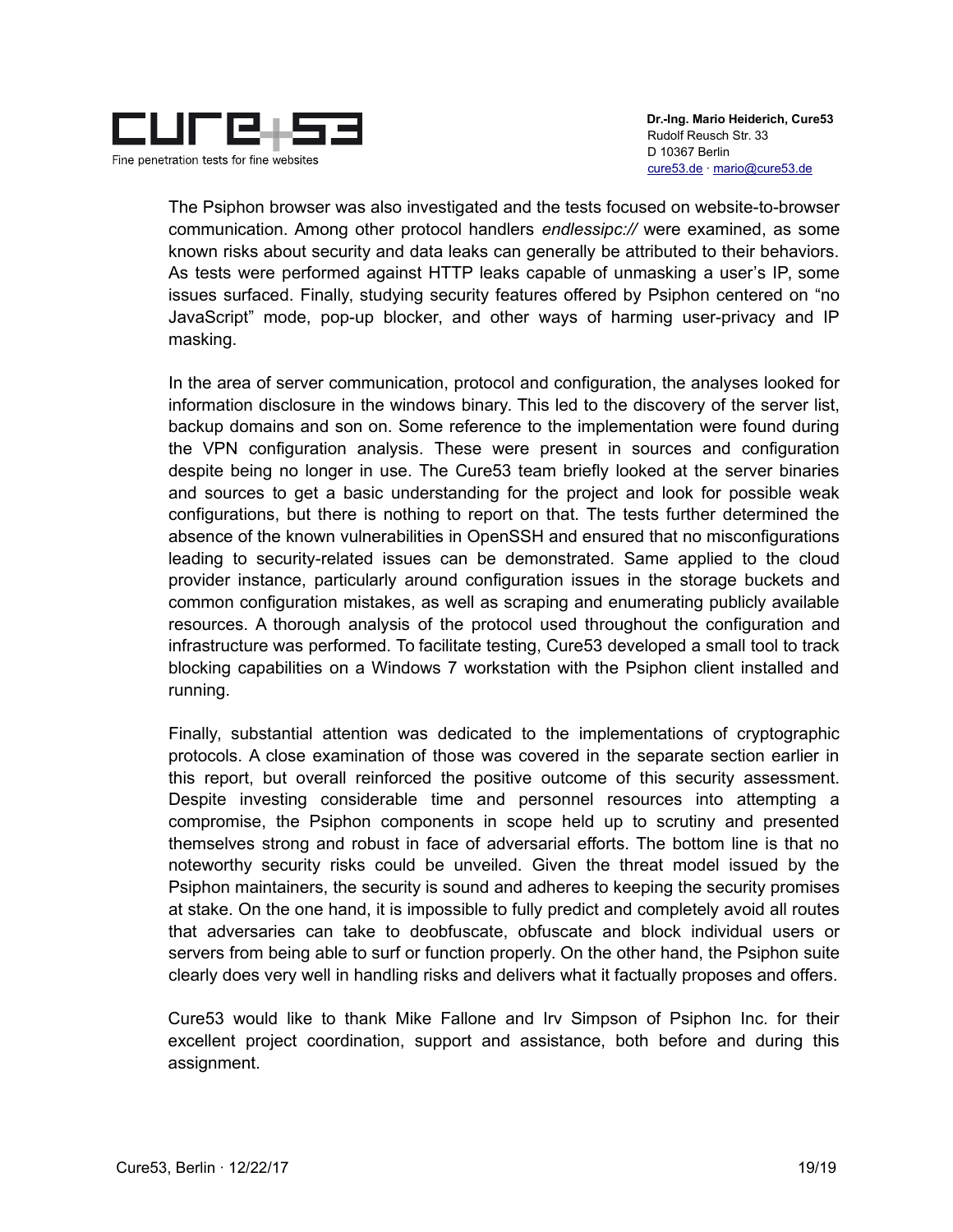The Psiphon browser was also investigated and the tests focused on website-to-browser communication. Among other protocol handlers *endlessipc://* were examined, as some known risks about security and data leaks can generally be attributed to their behaviors. As tests were performed against HTTP leaks capable of unmasking a user's IP, some issues surfaced. Finally, studying security features offered by Psiphon centered on "no JavaScript" mode, pop-up blocker, and other ways of harming user-privacy and IP masking.

In the area of server communication, protocol and configuration, the analyses looked for information disclosure in the windows binary. This led to the discovery of the server list, backup domains and son on. Some reference to the implementation were found during the VPN configuration analysis. These were present in sources and configuration despite being no longer in use. The Cure53 team briefly looked at the server binaries and sources to get a basic understanding for the project and look for possible weak configurations, but there is nothing to report on that. The tests further determined the absence of the known vulnerabilities in OpenSSH and ensured that no misconfigurations leading to security-related issues can be demonstrated. Same applied to the cloud provider instance, particularly around configuration issues in the storage buckets and common configuration mistakes, as well as scraping and enumerating publicly available resources. A thorough analysis of the protocol used throughout the configuration and infrastructure was performed. To facilitate testing, Cure53 developed a small tool to track blocking capabilities on a Windows 7 workstation with the Psiphon client installed and running.

Finally, substantial attention was dedicated to the implementations of cryptographic protocols. A close examination of those was covered in the separate section earlier in this report, but overall reinforced the positive outcome of this security assessment. Despite investing considerable time and personnel resources into attempting a compromise, the Psiphon components in scope held up to scrutiny and presented themselves strong and robust in face of adversarial efforts. The bottom line is that no noteworthy security risks could be unveiled. Given the threat model issued by the Psiphon maintainers, the security is sound and adheres to keeping the security promises at stake. On the one hand, it is impossible to fully predict and completely avoid all routes that adversaries can take to deobfuscate, obfuscate and block individual users or servers from being able to surf or function properly. On the other hand, the Psiphon suite clearly does very well in handling risks and delivers what it factually proposes and offers.

Cure53 would like to thank Mike Fallone and Irv Simpson of Psiphon Inc. for their excellent project coordination, support and assistance, both before and during this assignment.